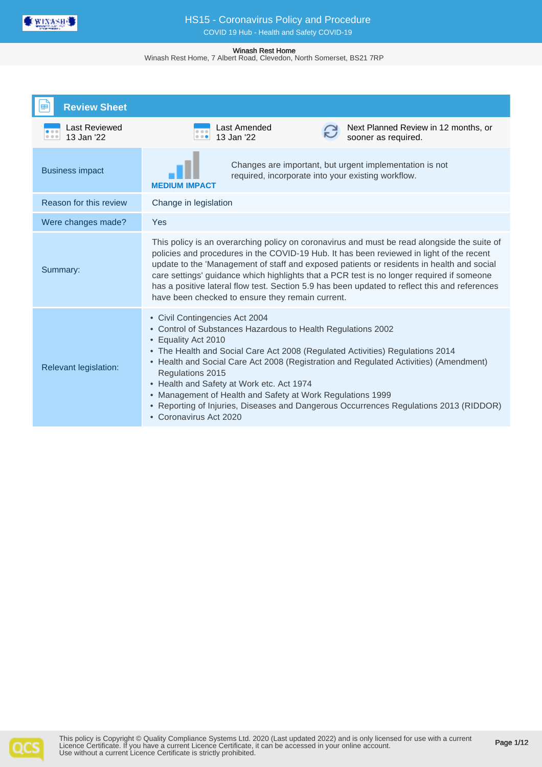# HS15 - Coronavirus Policy and Procedure

COVID 19 Hub - Health and Safety COVID-19

**Winash Rest Home**
Winash Rest Home, 7 Albert Road, Clevedon, North Somerset, BS21 7RP

## Review Sheet

| Last Reviewed | Last Amended | Next Planned Review in 12 months, or sooner as required. |
|---|---|---|
| 13 Jan '22 | 13 Jan '22 | |

| | |
|---|---|
| Business impact | **MEDIUM IMPACT** Changes are important, but urgent implementation is not required, incorporate into your existing workflow. |
| Reason for this review | Change in legislation |
| Were changes made? | Yes |
| Summary: | This policy is an overarching policy on coronavirus and must be read alongside the suite of policies and procedures in the COVID-19 Hub. It has been reviewed in light of the recent update to the 'Management of staff and exposed patients or residents in health and social care settings' guidance which highlights that a PCR test is no longer required if someone has a positive lateral flow test. Section 5.9 has been updated to reflect this and references have been checked to ensure they remain current. |
| Relevant legislation: | • Civil Contingencies Act 2004<br>• Control of Substances Hazardous to Health Regulations 2002<br>• Equality Act 2010<br>• The Health and Social Care Act 2008 (Regulated Activities) Regulations 2014<br>• Health and Social Care Act 2008 (Registration and Regulated Activities) (Amendment) Regulations 2015<br>• Health and Safety at Work etc. Act 1974<br>• Management of Health and Safety at Work Regulations 1999<br>• Reporting of Injuries, Diseases and Dangerous Occurrences Regulations 2013 (RIDDOR)<br>• Coronavirus Act 2020 |

This policy is Copyright © Quality Compliance Systems Ltd. 2020 (Last updated 2022) and is only licensed for use with a current Licence Certificate. If you have a current Licence Certificate, it can be accessed in your online account. Use without a current Licence Certificate is strictly prohibited.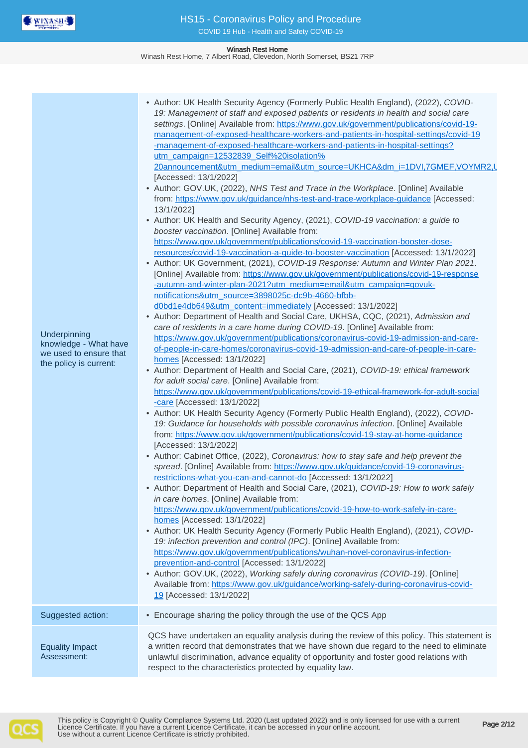| | |
|---|---|
| Underpinning knowledge - What have we used to ensure that the policy is current: | • Author: UK Health Security Agency (Formerly Public Health England), (2022), *COVID-19: Management of staff and exposed patients or residents in health and social care settings*. [Online] Available from: https://www.gov.uk/government/publications/covid-19-management-of-exposed-healthcare-workers-and-patients-in-hospital-settings/covid-19-management-of-exposed-healthcare-workers-and-patients-in-hospital-settings?utm_campaign=12532839_Self%20isolation%20announcement&utm_medium=email&utm_source=UKHCA&dm_i=1DVI,7GMEF,VOYMR2,U [Accessed: 13/1/2022]<br>• Author: GOV.UK, (2022), *NHS Test and Trace in the Workplace*. [Online] Available from: https://www.gov.uk/guidance/nhs-test-and-trace-workplace-guidance [Accessed: 13/1/2022]<br>• Author: UK Health and Security Agency, (2021), *COVID-19 vaccination: a guide to booster vaccination*. [Online] Available from: https://www.gov.uk/government/publications/covid-19-vaccination-booster-dose-resources/covid-19-vaccination-a-guide-to-booster-vaccination [Accessed: 13/1/2022]<br>• Author: UK Government, (2021), *COVID-19 Response: Autumn and Winter Plan 2021*. [Online] Available from: https://www.gov.uk/government/publications/covid-19-response-autumn-and-winter-plan-2021?utm_medium=email&utm_campaign=govuk-notifications&utm_source=3898025c-dc9b-4660-bfbb-d0bd1e4db649&utm_content=immediately [Accessed: 13/1/2022]<br>• Author: Department of Health and Social Care, UKHSA, CQC, (2021), *Admission and care of residents in a care home during COVID-19*. [Online] Available from: https://www.gov.uk/government/publications/coronavirus-covid-19-admission-and-care-of-people-in-care-homes/coronavirus-covid-19-admission-and-care-of-people-in-care-homes [Accessed: 13/1/2022]<br>• Author: Department of Health and Social Care, (2021), *COVID-19: ethical framework for adult social care*. [Online] Available from: https://www.gov.uk/government/publications/covid-19-ethical-framework-for-adult-social-care [Accessed: 13/1/2022]<br>• Author: UK Health Security Agency (Formerly Public Health England), (2022), *COVID-19: Guidance for households with possible coronavirus infection*. [Online] Available from: https://www.gov.uk/government/publications/covid-19-stay-at-home-guidance [Accessed: 13/1/2022]<br>• Author: Cabinet Office, (2022), *Coronavirus: how to stay safe and help prevent the spread*. [Online] Available from: https://www.gov.uk/guidance/covid-19-coronavirus-restrictions-what-you-can-and-cannot-do [Accessed: 13/1/2022]<br>• Author: Department of Health and Social Care, (2021), *COVID-19: How to work safely in care homes*. [Online] Available from: https://www.gov.uk/government/publications/covid-19-how-to-work-safely-in-care-homes [Accessed: 13/1/2022]<br>• Author: UK Health Security Agency (Formerly Public Health England), (2021), *COVID-19: infection prevention and control (IPC)*. [Online] Available from: https://www.gov.uk/government/publications/wuhan-novel-coronavirus-infection-prevention-and-control [Accessed: 13/1/2022]<br>• Author: GOV.UK, (2022), *Working safely during coronavirus (COVID-19)*. [Online] Available from: https://www.gov.uk/guidance/working-safely-during-coronavirus-covid-19 [Accessed: 13/1/2022] |
| Suggested action: | • Encourage sharing the policy through the use of the QCS App |
| Equality Impact Assessment: | QCS have undertaken an equality analysis during the review of this policy. This statement is a written record that demonstrates that we have shown due regard to the need to eliminate unlawful discrimination, advance equality of opportunity and foster good relations with respect to the characteristics protected by equality law. |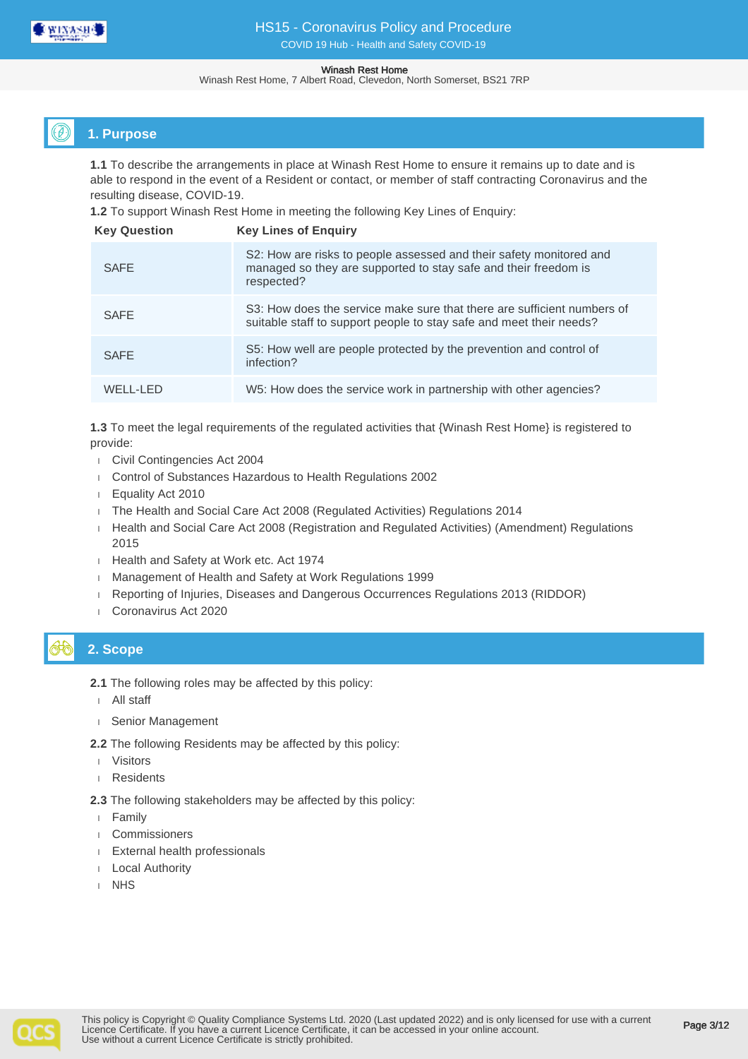## 1. Purpose

**1.1** To describe the arrangements in place at Winash Rest Home to ensure it remains up to date and is able to respond in the event of a Resident or contact, or member of staff contracting Coronavirus and the resulting disease, COVID-19.

**1.2** To support Winash Rest Home in meeting the following Key Lines of Enquiry:

| Key Question | Key Lines of Enquiry |
|---|---|
| SAFE | S2: How are risks to people assessed and their safety monitored and managed so they are supported to stay safe and their freedom is respected? |
| SAFE | S3: How does the service make sure that there are sufficient numbers of suitable staff to support people to stay safe and meet their needs? |
| SAFE | S5: How well are people protected by the prevention and control of infection? |
| WELL-LED | W5: How does the service work in partnership with other agencies? |

**1.3** To meet the legal requirements of the regulated activities that {Winash Rest Home} is registered to provide:

- Civil Contingencies Act 2004
- Control of Substances Hazardous to Health Regulations 2002
- Equality Act 2010
- The Health and Social Care Act 2008 (Regulated Activities) Regulations 2014
- Health and Social Care Act 2008 (Registration and Regulated Activities) (Amendment) Regulations 2015
- Health and Safety at Work etc. Act 1974
- Management of Health and Safety at Work Regulations 1999
- Reporting of Injuries, Diseases and Dangerous Occurrences Regulations 2013 (RIDDOR)
- Coronavirus Act 2020

## 2. Scope

**2.1** The following roles may be affected by this policy:

- All staff
- Senior Management

**2.2** The following Residents may be affected by this policy:

- Visitors
- Residents

**2.3** The following stakeholders may be affected by this policy:

- Family
- Commissioners
- External health professionals
- Local Authority
- NHS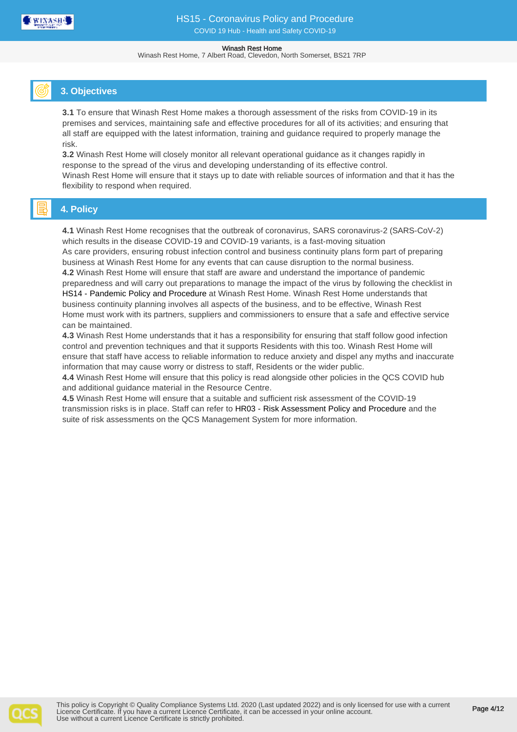## 3. Objectives

**3.1** To ensure that Winash Rest Home makes a thorough assessment of the risks from COVID-19 in its premises and services, maintaining safe and effective procedures for all of its activities; and ensuring that all staff are equipped with the latest information, training and guidance required to properly manage the risk.

**3.2** Winash Rest Home will closely monitor all relevant operational guidance as it changes rapidly in response to the spread of the virus and developing understanding of its effective control.
Winash Rest Home will ensure that it stays up to date with reliable sources of information and that it has the flexibility to respond when required.

## 4. Policy

**4.1** Winash Rest Home recognises that the outbreak of coronavirus, SARS coronavirus-2 (SARS-CoV-2) which results in the disease COVID-19 and COVID-19 variants, is a fast-moving situation
As care providers, ensuring robust infection control and business continuity plans form part of preparing business at Winash Rest Home for any events that can cause disruption to the normal business.

**4.2** Winash Rest Home will ensure that staff are aware and understand the importance of pandemic preparedness and will carry out preparations to manage the impact of the virus by following the checklist in HS14 - Pandemic Policy and Procedure at Winash Rest Home. Winash Rest Home understands that business continuity planning involves all aspects of the business, and to be effective, Winash Rest Home must work with its partners, suppliers and commissioners to ensure that a safe and effective service can be maintained.

**4.3** Winash Rest Home understands that it has a responsibility for ensuring that staff follow good infection control and prevention techniques and that it supports Residents with this too. Winash Rest Home will ensure that staff have access to reliable information to reduce anxiety and dispel any myths and inaccurate information that may cause worry or distress to staff, Residents or the wider public.

**4.4** Winash Rest Home will ensure that this policy is read alongside other policies in the QCS COVID hub and additional guidance material in the Resource Centre.

**4.5** Winash Rest Home will ensure that a suitable and sufficient risk assessment of the COVID-19 transmission risks is in place. Staff can refer to HR03 - Risk Assessment Policy and Procedure and the suite of risk assessments on the QCS Management System for more information.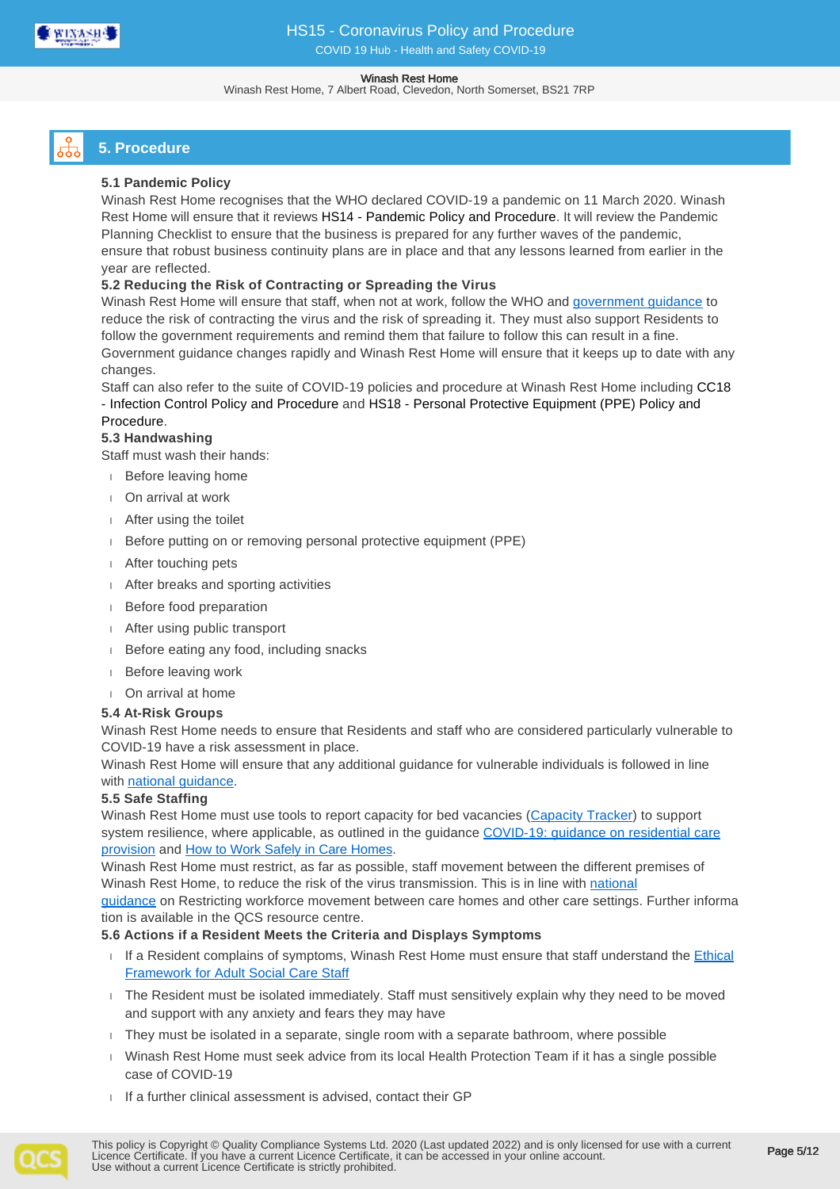## 5. Procedure

### 5.1 Pandemic Policy

Winash Rest Home recognises that the WHO declared COVID-19 a pandemic on 11 March 2020. Winash Rest Home will ensure that it reviews HS14 - Pandemic Policy and Procedure. It will review the Pandemic Planning Checklist to ensure that the business is prepared for any further waves of the pandemic, ensure that robust business continuity plans are in place and that any lessons learned from earlier in the year are reflected.

### 5.2 Reducing the Risk of Contracting or Spreading the Virus

Winash Rest Home will ensure that staff, when not at work, follow the WHO and government guidance to reduce the risk of contracting the virus and the risk of spreading it. They must also support Residents to follow the government requirements and remind them that failure to follow this can result in a fine. Government guidance changes rapidly and Winash Rest Home will ensure that it keeps up to date with any changes.

Staff can also refer to the suite of COVID-19 policies and procedure at Winash Rest Home including CC18 - Infection Control Policy and Procedure and HS18 - Personal Protective Equipment (PPE) Policy and Procedure.

### 5.3 Handwashing

Staff must wash their hands:

- Before leaving home
- On arrival at work
- After using the toilet
- Before putting on or removing personal protective equipment (PPE)
- After touching pets
- After breaks and sporting activities
- Before food preparation
- After using public transport
- Before eating any food, including snacks
- Before leaving work
- On arrival at home

### 5.4 At-Risk Groups

Winash Rest Home needs to ensure that Residents and staff who are considered particularly vulnerable to COVID-19 have a risk assessment in place.

Winash Rest Home will ensure that any additional guidance for vulnerable individuals is followed in line with national guidance.

### 5.5 Safe Staffing

Winash Rest Home must use tools to report capacity for bed vacancies (Capacity Tracker) to support system resilience, where applicable, as outlined in the guidance COVID-19: guidance on residential care provision and How to Work Safely in Care Homes.

Winash Rest Home must restrict, as far as possible, staff movement between the different premises of Winash Rest Home, to reduce the risk of the virus transmission. This is in line with national guidance on Restricting workforce movement between care homes and other care settings. Further information is available in the QCS resource centre.

### 5.6 Actions if a Resident Meets the Criteria and Displays Symptoms

- If a Resident complains of symptoms, Winash Rest Home must ensure that staff understand the Ethical Framework for Adult Social Care Staff
- The Resident must be isolated immediately. Staff must sensitively explain why they need to be moved and support with any anxiety and fears they may have
- They must be isolated in a separate, single room with a separate bathroom, where possible
- Winash Rest Home must seek advice from its local Health Protection Team if it has a single possible case of COVID-19
- If a further clinical assessment is advised, contact their GP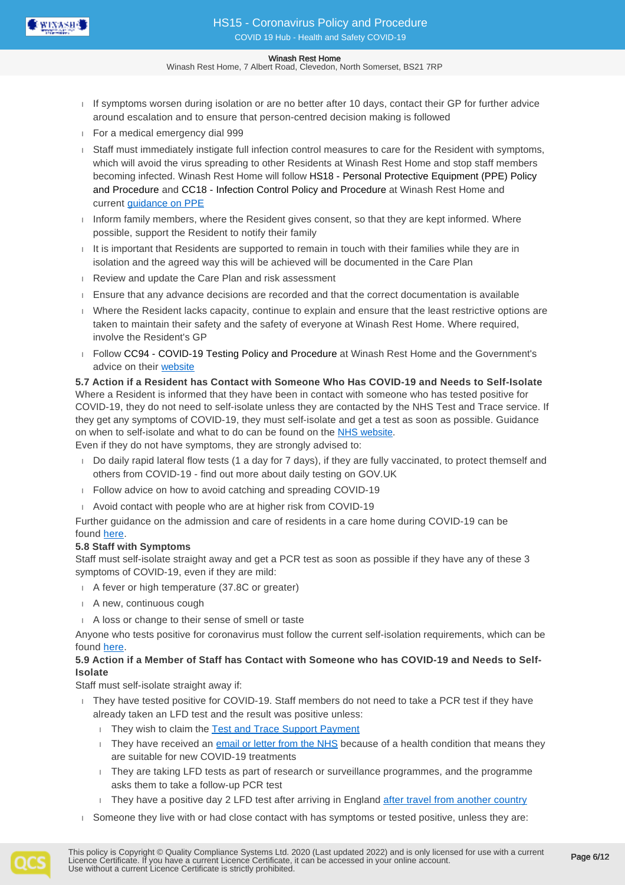- If symptoms worsen during isolation or are no better after 10 days, contact their GP for further advice around escalation and to ensure that person-centred decision making is followed
- For a medical emergency dial 999
- Staff must immediately instigate full infection control measures to care for the Resident with symptoms, which will avoid the virus spreading to other Residents at Winash Rest Home and stop staff members becoming infected. Winash Rest Home will follow HS18 - Personal Protective Equipment (PPE) Policy and Procedure and CC18 - Infection Control Policy and Procedure at Winash Rest Home and current guidance on PPE
- Inform family members, where the Resident gives consent, so that they are kept informed. Where possible, support the Resident to notify their family
- It is important that Residents are supported to remain in touch with their families while they are in isolation and the agreed way this will be achieved will be documented in the Care Plan
- Review and update the Care Plan and risk assessment
- Ensure that any advance decisions are recorded and that the correct documentation is available
- Where the Resident lacks capacity, continue to explain and ensure that the least restrictive options are taken to maintain their safety and the safety of everyone at Winash Rest Home. Where required, involve the Resident's GP
- Follow CC94 - COVID-19 Testing Policy and Procedure at Winash Rest Home and the Government's advice on their website

**5.7 Action if a Resident has Contact with Someone Who Has COVID-19 and Needs to Self-Isolate**

Where a Resident is informed that they have been in contact with someone who has tested positive for COVID-19, they do not need to self-isolate unless they are contacted by the NHS Test and Trace service. If they get any symptoms of COVID-19, they must self-isolate and get a test as soon as possible. Guidance on when to self-isolate and what to do can be found on the NHS website.

Even if they do not have symptoms, they are strongly advised to:

- Do daily rapid lateral flow tests (1 a day for 7 days), if they are fully vaccinated, to protect themself and others from COVID-19 - find out more about daily testing on GOV.UK
- Follow advice on how to avoid catching and spreading COVID-19
- Avoid contact with people who are at higher risk from COVID-19

Further guidance on the admission and care of residents in a care home during COVID-19 can be found here.

**5.8 Staff with Symptoms**

Staff must self-isolate straight away and get a PCR test as soon as possible if they have any of these 3 symptoms of COVID-19, even if they are mild:

- A fever or high temperature (37.8C or greater)
- A new, continuous cough
- A loss or change to their sense of smell or taste

Anyone who tests positive for coronavirus must follow the current self-isolation requirements, which can be found here.

**5.9 Action if a Member of Staff has Contact with Someone who has COVID-19 and Needs to Self-Isolate**

Staff must self-isolate straight away if:

- They have tested positive for COVID-19. Staff members do not need to take a PCR test if they have already taken an LFD test and the result was positive unless:
  - They wish to claim the Test and Trace Support Payment
  - They have received an email or letter from the NHS because of a health condition that means they are suitable for new COVID-19 treatments
  - They are taking LFD tests as part of research or surveillance programmes, and the programme asks them to take a follow-up PCR test
  - They have a positive day 2 LFD test after arriving in England after travel from another country
- Someone they live with or had close contact with has symptoms or tested positive, unless they are: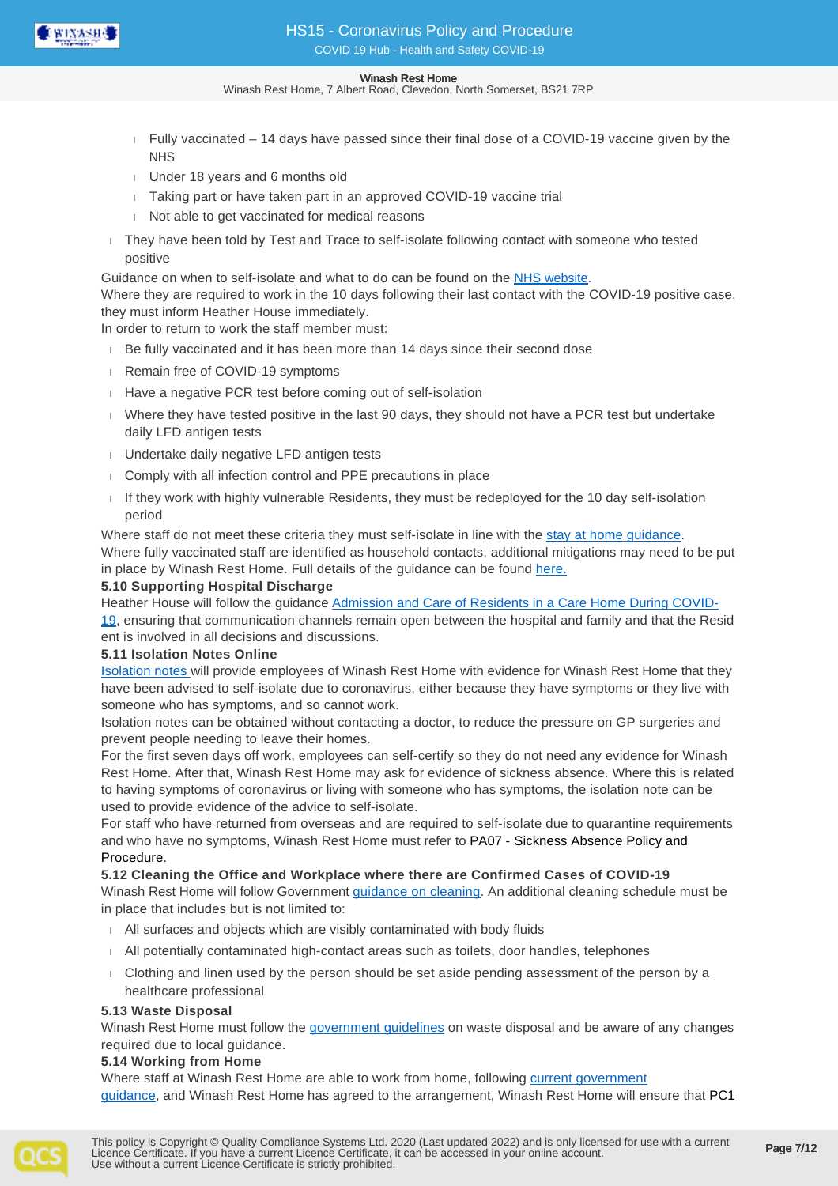- Fully vaccinated – 14 days have passed since their final dose of a COVID-19 vaccine given by the NHS
  - Under 18 years and 6 months old
  - Taking part or have taken part in an approved COVID-19 vaccine trial
  - Not able to get vaccinated for medical reasons
- They have been told by Test and Trace to self-isolate following contact with someone who tested positive

Guidance on when to self-isolate and what to do can be found on the NHS website.

Where they are required to work in the 10 days following their last contact with the COVID-19 positive case, they must inform Heather House immediately.

In order to return to work the staff member must:

- Be fully vaccinated and it has been more than 14 days since their second dose
- Remain free of COVID-19 symptoms
- Have a negative PCR test before coming out of self-isolation
- Where they have tested positive in the last 90 days, they should not have a PCR test but undertake daily LFD antigen tests
- Undertake daily negative LFD antigen tests
- Comply with all infection control and PPE precautions in place
- If they work with highly vulnerable Residents, they must be redeployed for the 10 day self-isolation period

Where staff do not meet these criteria they must self-isolate in line with the stay at home guidance.

Where fully vaccinated staff are identified as household contacts, additional mitigations may need to be put in place by Winash Rest Home. Full details of the guidance can be found here.

**5.10 Supporting Hospital Discharge**

Heather House will follow the guidance Admission and Care of Residents in a Care Home During COVID-19, ensuring that communication channels remain open between the hospital and family and that the Resident is involved in all decisions and discussions.

**5.11 Isolation Notes Online**

Isolation notes will provide employees of Winash Rest Home with evidence for Winash Rest Home that they have been advised to self-isolate due to coronavirus, either because they have symptoms or they live with someone who has symptoms, and so cannot work.

Isolation notes can be obtained without contacting a doctor, to reduce the pressure on GP surgeries and prevent people needing to leave their homes.

For the first seven days off work, employees can self-certify so they do not need any evidence for Winash Rest Home. After that, Winash Rest Home may ask for evidence of sickness absence. Where this is related to having symptoms of coronavirus or living with someone who has symptoms, the isolation note can be used to provide evidence of the advice to self-isolate.

For staff who have returned from overseas and are required to self-isolate due to quarantine requirements and who have no symptoms, Winash Rest Home must refer to PA07 - Sickness Absence Policy and Procedure.

**5.12 Cleaning the Office and Workplace where there are Confirmed Cases of COVID-19**

Winash Rest Home will follow Government guidance on cleaning. An additional cleaning schedule must be in place that includes but is not limited to:

- All surfaces and objects which are visibly contaminated with body fluids
- All potentially contaminated high-contact areas such as toilets, door handles, telephones
- Clothing and linen used by the person should be set aside pending assessment of the person by a healthcare professional

**5.13 Waste Disposal**

Winash Rest Home must follow the government guidelines on waste disposal and be aware of any changes required due to local guidance.

**5.14 Working from Home**

Where staff at Winash Rest Home are able to work from home, following current government guidance, and Winash Rest Home has agreed to the arrangement, Winash Rest Home will ensure that PC1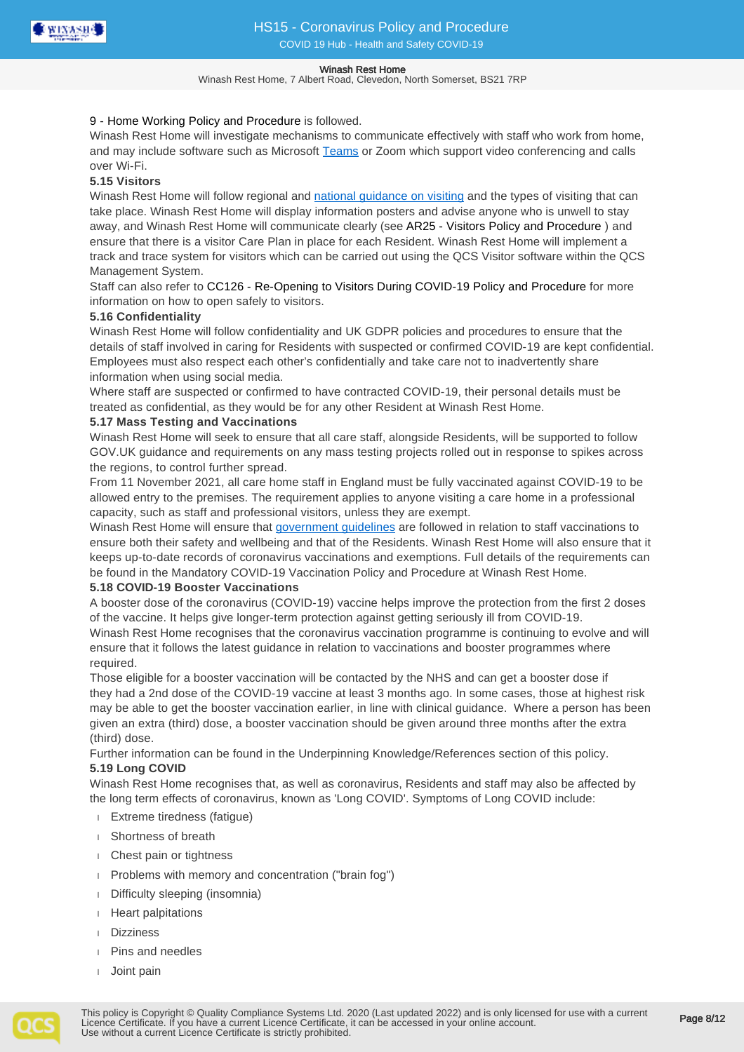9 - Home Working Policy and Procedure is followed.

Winash Rest Home will investigate mechanisms to communicate effectively with staff who work from home, and may include software such as Microsoft Teams or Zoom which support video conferencing and calls over Wi-Fi.

**5.15 Visitors**

Winash Rest Home will follow regional and national guidance on visiting and the types of visiting that can take place. Winash Rest Home will display information posters and advise anyone who is unwell to stay away, and Winash Rest Home will communicate clearly (see AR25 - Visitors Policy and Procedure ) and ensure that there is a visitor Care Plan in place for each Resident. Winash Rest Home will implement a track and trace system for visitors which can be carried out using the QCS Visitor software within the QCS Management System.

Staff can also refer to CC126 - Re-Opening to Visitors During COVID-19 Policy and Procedure for more information on how to open safely to visitors.

**5.16 Confidentiality**

Winash Rest Home will follow confidentiality and UK GDPR policies and procedures to ensure that the details of staff involved in caring for Residents with suspected or confirmed COVID-19 are kept confidential. Employees must also respect each other's confidentially and take care not to inadvertently share information when using social media.

Where staff are suspected or confirmed to have contracted COVID-19, their personal details must be treated as confidential, as they would be for any other Resident at Winash Rest Home.

**5.17 Mass Testing and Vaccinations**

Winash Rest Home will seek to ensure that all care staff, alongside Residents, will be supported to follow GOV.UK guidance and requirements on any mass testing projects rolled out in response to spikes across the regions, to control further spread.

From 11 November 2021, all care home staff in England must be fully vaccinated against COVID-19 to be allowed entry to the premises. The requirement applies to anyone visiting a care home in a professional capacity, such as staff and professional visitors, unless they are exempt.

Winash Rest Home will ensure that government guidelines are followed in relation to staff vaccinations to ensure both their safety and wellbeing and that of the Residents. Winash Rest Home will also ensure that it keeps up-to-date records of coronavirus vaccinations and exemptions. Full details of the requirements can be found in the Mandatory COVID-19 Vaccination Policy and Procedure at Winash Rest Home.

**5.18 COVID-19 Booster Vaccinations**

A booster dose of the coronavirus (COVID-19) vaccine helps improve the protection from the first 2 doses of the vaccine. It helps give longer-term protection against getting seriously ill from COVID-19.

Winash Rest Home recognises that the coronavirus vaccination programme is continuing to evolve and will ensure that it follows the latest guidance in relation to vaccinations and booster programmes where required.

Those eligible for a booster vaccination will be contacted by the NHS and can get a booster dose if they had a 2nd dose of the COVID-19 vaccine at least 3 months ago. In some cases, those at highest risk may be able to get the booster vaccination earlier, in line with clinical guidance. Where a person has been given an extra (third) dose, a booster vaccination should be given around three months after the extra (third) dose.

Further information can be found in the Underpinning Knowledge/References section of this policy.

**5.19 Long COVID**

Winash Rest Home recognises that, as well as coronavirus, Residents and staff may also be affected by the long term effects of coronavirus, known as 'Long COVID'. Symptoms of Long COVID include:

- Extreme tiredness (fatigue)
- Shortness of breath
- Chest pain or tightness
- Problems with memory and concentration ("brain fog")
- Difficulty sleeping (insomnia)
- Heart palpitations
- Dizziness
- Pins and needles
- Joint pain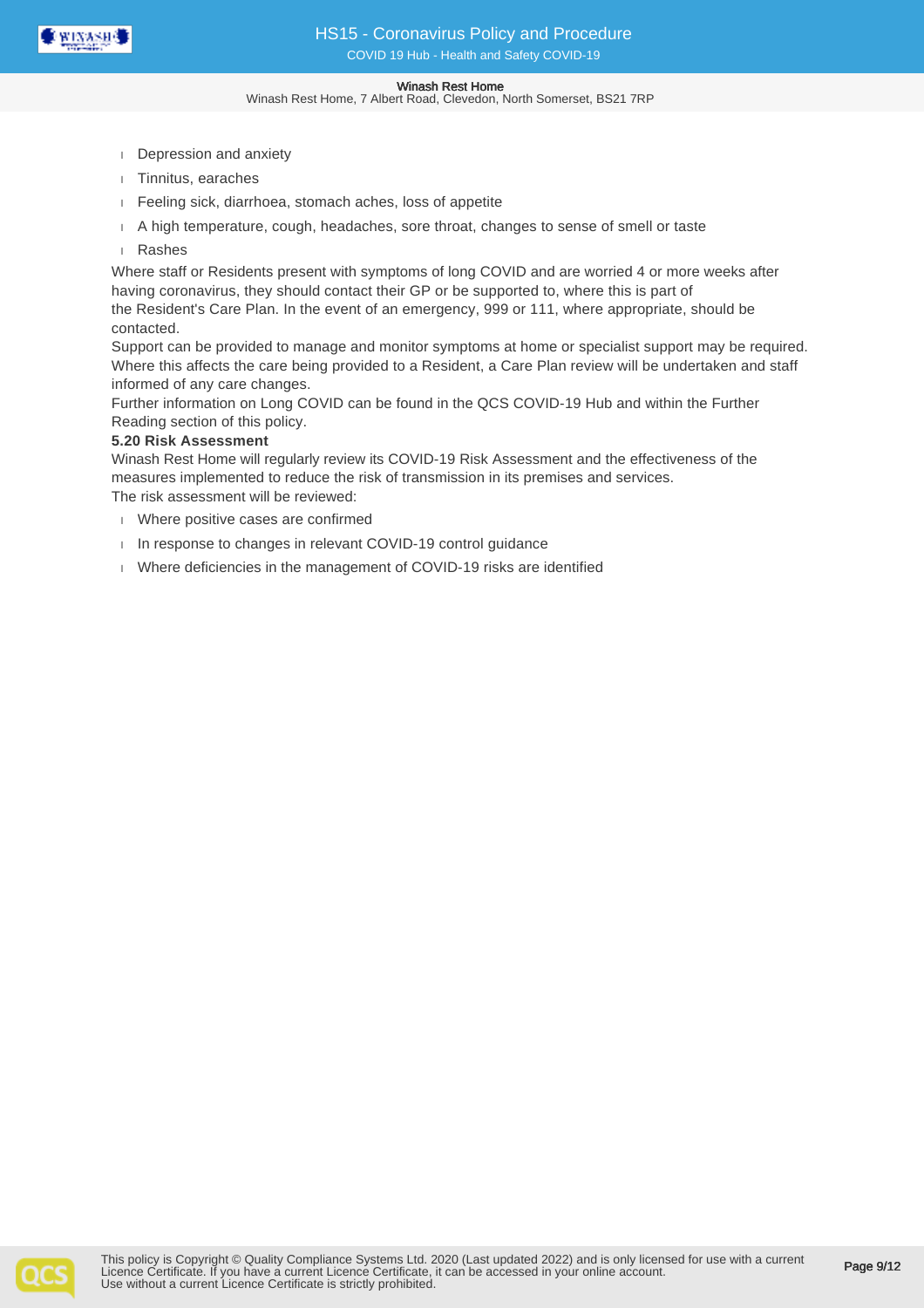- Depression and anxiety
- Tinnitus, earaches
- Feeling sick, diarrhoea, stomach aches, loss of appetite
- A high temperature, cough, headaches, sore throat, changes to sense of smell or taste
- Rashes

Where staff or Residents present with symptoms of long COVID and are worried 4 or more weeks after having coronavirus, they should contact their GP or be supported to, where this is part of the Resident's Care Plan. In the event of an emergency, 999 or 111, where appropriate, should be contacted.

Support can be provided to manage and monitor symptoms at home or specialist support may be required. Where this affects the care being provided to a Resident, a Care Plan review will be undertaken and staff informed of any care changes.

Further information on Long COVID can be found in the QCS COVID-19 Hub and within the Further Reading section of this policy.

**5.20 Risk Assessment**

Winash Rest Home will regularly review its COVID-19 Risk Assessment and the effectiveness of the measures implemented to reduce the risk of transmission in its premises and services.

The risk assessment will be reviewed:

- Where positive cases are confirmed
- In response to changes in relevant COVID-19 control guidance
- Where deficiencies in the management of COVID-19 risks are identified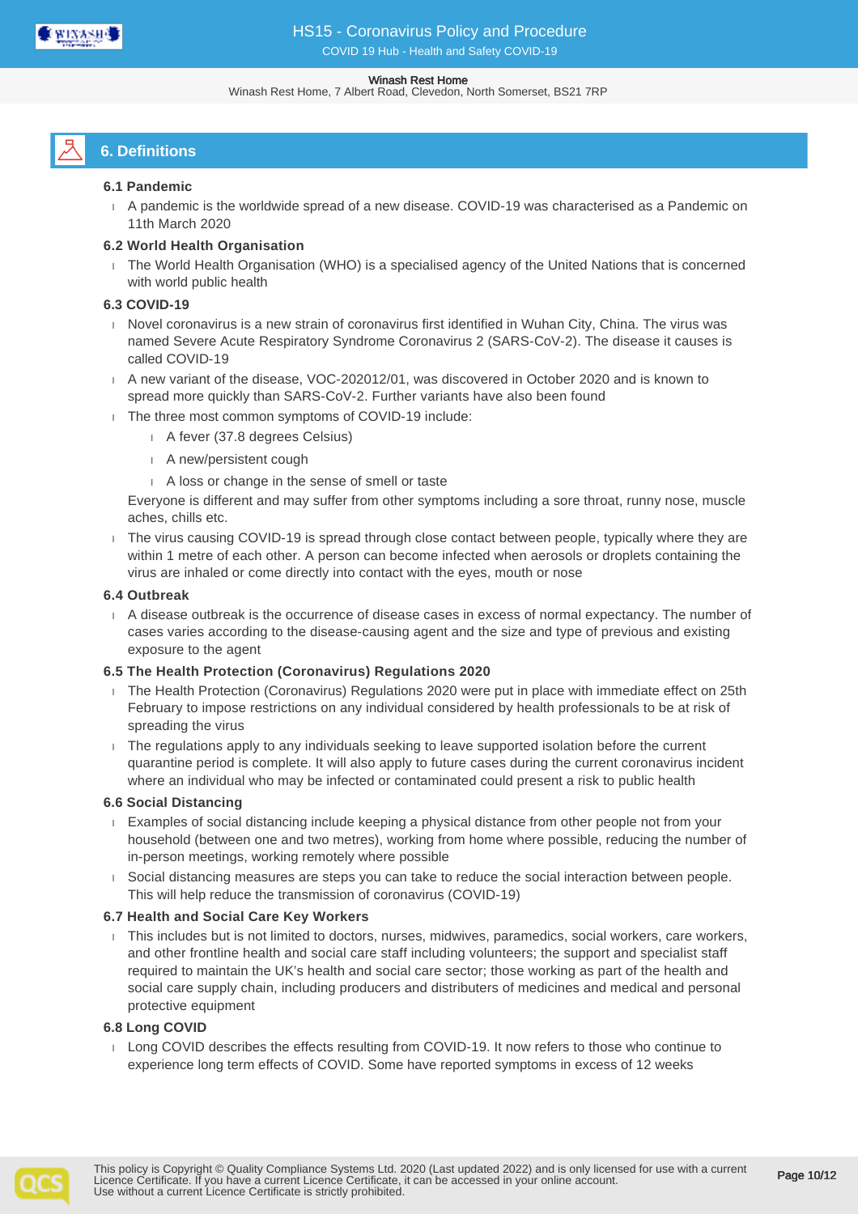## 6. Definitions

### 6.1 Pandemic

- A pandemic is the worldwide spread of a new disease. COVID-19 was characterised as a Pandemic on 11th March 2020

### 6.2 World Health Organisation

- The World Health Organisation (WHO) is a specialised agency of the United Nations that is concerned with world public health

### 6.3 COVID-19

- Novel coronavirus is a new strain of coronavirus first identified in Wuhan City, China. The virus was named Severe Acute Respiratory Syndrome Coronavirus 2 (SARS-CoV-2). The disease it causes is called COVID-19
- A new variant of the disease, VOC-202012/01, was discovered in October 2020 and is known to spread more quickly than SARS-CoV-2. Further variants have also been found
- The three most common symptoms of COVID-19 include:
  - A fever (37.8 degrees Celsius)
  - A new/persistent cough
  - A loss or change in the sense of smell or taste

  Everyone is different and may suffer from other symptoms including a sore throat, runny nose, muscle aches, chills etc.
- The virus causing COVID-19 is spread through close contact between people, typically where they are within 1 metre of each other. A person can become infected when aerosols or droplets containing the virus are inhaled or come directly into contact with the eyes, mouth or nose

### 6.4 Outbreak

- A disease outbreak is the occurrence of disease cases in excess of normal expectancy. The number of cases varies according to the disease-causing agent and the size and type of previous and existing exposure to the agent

### 6.5 The Health Protection (Coronavirus) Regulations 2020

- The Health Protection (Coronavirus) Regulations 2020 were put in place with immediate effect on 25th February to impose restrictions on any individual considered by health professionals to be at risk of spreading the virus
- The regulations apply to any individuals seeking to leave supported isolation before the current quarantine period is complete. It will also apply to future cases during the current coronavirus incident where an individual who may be infected or contaminated could present a risk to public health

### 6.6 Social Distancing

- Examples of social distancing include keeping a physical distance from other people not from your household (between one and two metres), working from home where possible, reducing the number of in-person meetings, working remotely where possible
- Social distancing measures are steps you can take to reduce the social interaction between people. This will help reduce the transmission of coronavirus (COVID-19)

### 6.7 Health and Social Care Key Workers

- This includes but is not limited to doctors, nurses, midwives, paramedics, social workers, care workers, and other frontline health and social care staff including volunteers; the support and specialist staff required to maintain the UK's health and social care sector; those working as part of the health and social care supply chain, including producers and distributers of medicines and medical and personal protective equipment

### 6.8 Long COVID

- Long COVID describes the effects resulting from COVID-19. It now refers to those who continue to experience long term effects of COVID. Some have reported symptoms in excess of 12 weeks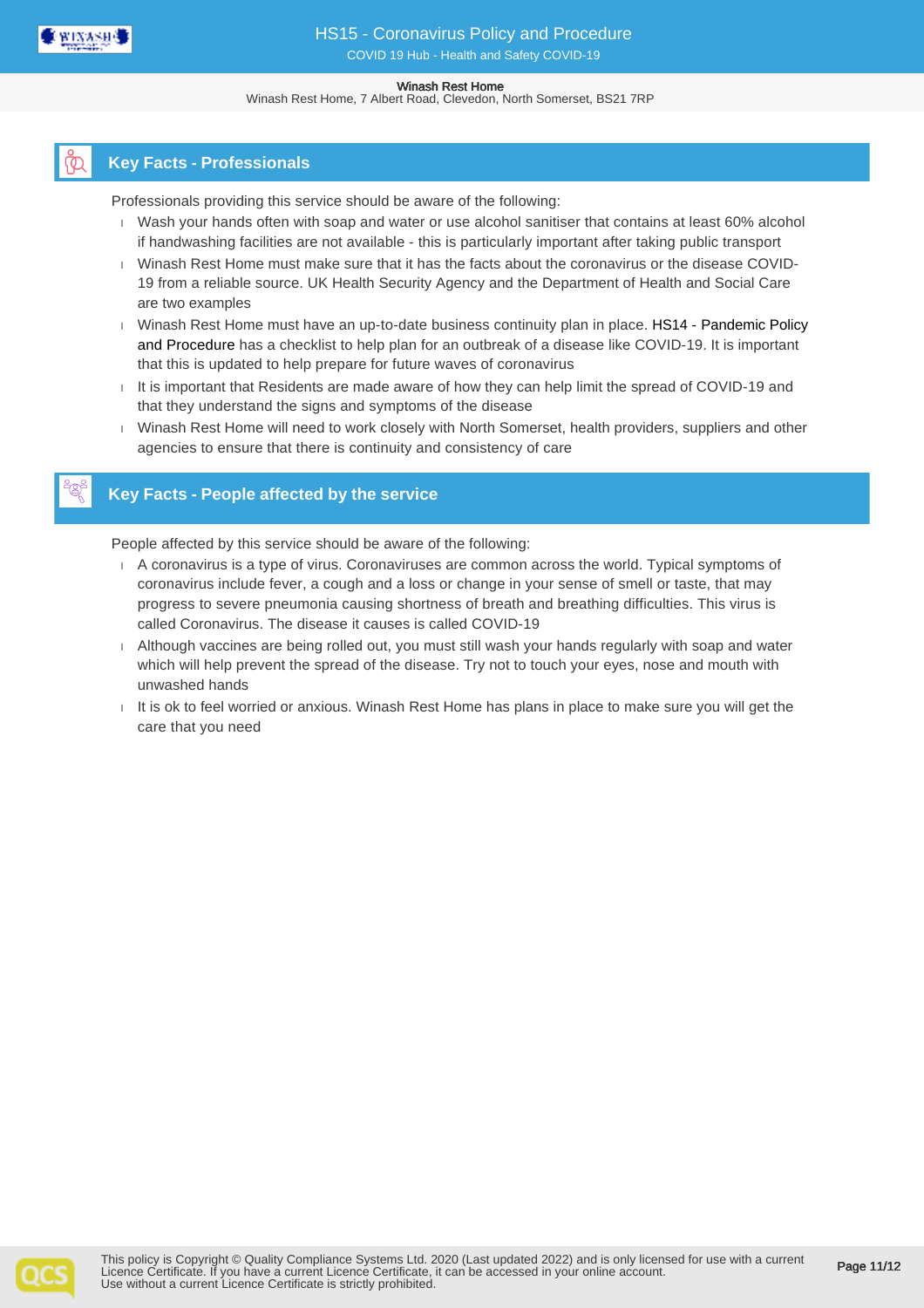## Key Facts - Professionals

Professionals providing this service should be aware of the following:

- Wash your hands often with soap and water or use alcohol sanitiser that contains at least 60% alcohol if handwashing facilities are not available - this is particularly important after taking public transport
- Winash Rest Home must make sure that it has the facts about the coronavirus or the disease COVID-19 from a reliable source. UK Health Security Agency and the Department of Health and Social Care are two examples
- Winash Rest Home must have an up-to-date business continuity plan in place. HS14 - Pandemic Policy and Procedure has a checklist to help plan for an outbreak of a disease like COVID-19. It is important that this is updated to help prepare for future waves of coronavirus
- It is important that Residents are made aware of how they can help limit the spread of COVID-19 and that they understand the signs and symptoms of the disease
- Winash Rest Home will need to work closely with North Somerset, health providers, suppliers and other agencies to ensure that there is continuity and consistency of care

## Key Facts - People affected by the service

People affected by this service should be aware of the following:

- A coronavirus is a type of virus. Coronaviruses are common across the world. Typical symptoms of coronavirus include fever, a cough and a loss or change in your sense of smell or taste, that may progress to severe pneumonia causing shortness of breath and breathing difficulties. This virus is called Coronavirus. The disease it causes is called COVID-19
- Although vaccines are being rolled out, you must still wash your hands regularly with soap and water which will help prevent the spread of the disease. Try not to touch your eyes, nose and mouth with unwashed hands
- It is ok to feel worried or anxious. Winash Rest Home has plans in place to make sure you will get the care that you need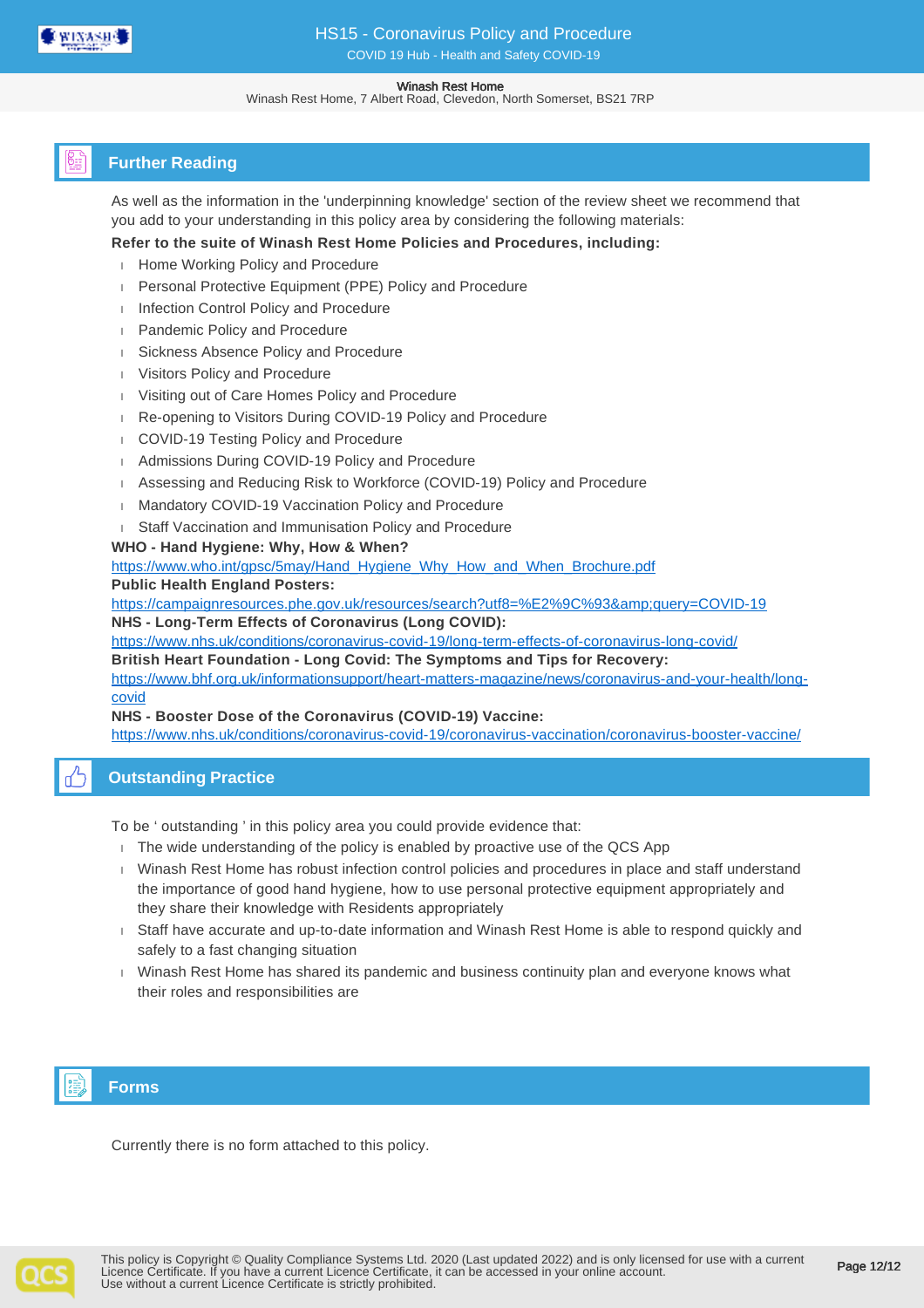## Further Reading

As well as the information in the 'underpinning knowledge' section of the review sheet we recommend that you add to your understanding in this policy area by considering the following materials:

**Refer to the suite of Winash Rest Home Policies and Procedures, including:**

- Home Working Policy and Procedure
- Personal Protective Equipment (PPE) Policy and Procedure
- Infection Control Policy and Procedure
- Pandemic Policy and Procedure
- Sickness Absence Policy and Procedure
- Visitors Policy and Procedure
- Visiting out of Care Homes Policy and Procedure
- Re-opening to Visitors During COVID-19 Policy and Procedure
- COVID-19 Testing Policy and Procedure
- Admissions During COVID-19 Policy and Procedure
- Assessing and Reducing Risk to Workforce (COVID-19) Policy and Procedure
- Mandatory COVID-19 Vaccination Policy and Procedure
- Staff Vaccination and Immunisation Policy and Procedure

**WHO - Hand Hygiene: Why, How & When?**
https://www.who.int/gpsc/5may/Hand_Hygiene_Why_How_and_When_Brochure.pdf

**Public Health England Posters:**
https://campaignresources.phe.gov.uk/resources/search?utf8=%E2%9C%93&amp;query=COVID-19

**NHS - Long-Term Effects of Coronavirus (Long COVID):**
https://www.nhs.uk/conditions/coronavirus-covid-19/long-term-effects-of-coronavirus-long-covid/

**British Heart Foundation - Long Covid: The Symptoms and Tips for Recovery:**
https://www.bhf.org.uk/informationsupport/heart-matters-magazine/news/coronavirus-and-your-health/long-covid

**NHS - Booster Dose of the Coronavirus (COVID-19) Vaccine:**
https://www.nhs.uk/conditions/coronavirus-covid-19/coronavirus-vaccination/coronavirus-booster-vaccine/

## Outstanding Practice

To be ' outstanding ' in this policy area you could provide evidence that:

- The wide understanding of the policy is enabled by proactive use of the QCS App
- Winash Rest Home has robust infection control policies and procedures in place and staff understand the importance of good hand hygiene, how to use personal protective equipment appropriately and they share their knowledge with Residents appropriately
- Staff have accurate and up-to-date information and Winash Rest Home is able to respond quickly and safely to a fast changing situation
- Winash Rest Home has shared its pandemic and business continuity plan and everyone knows what their roles and responsibilities are

## Forms

Currently there is no form attached to this policy.